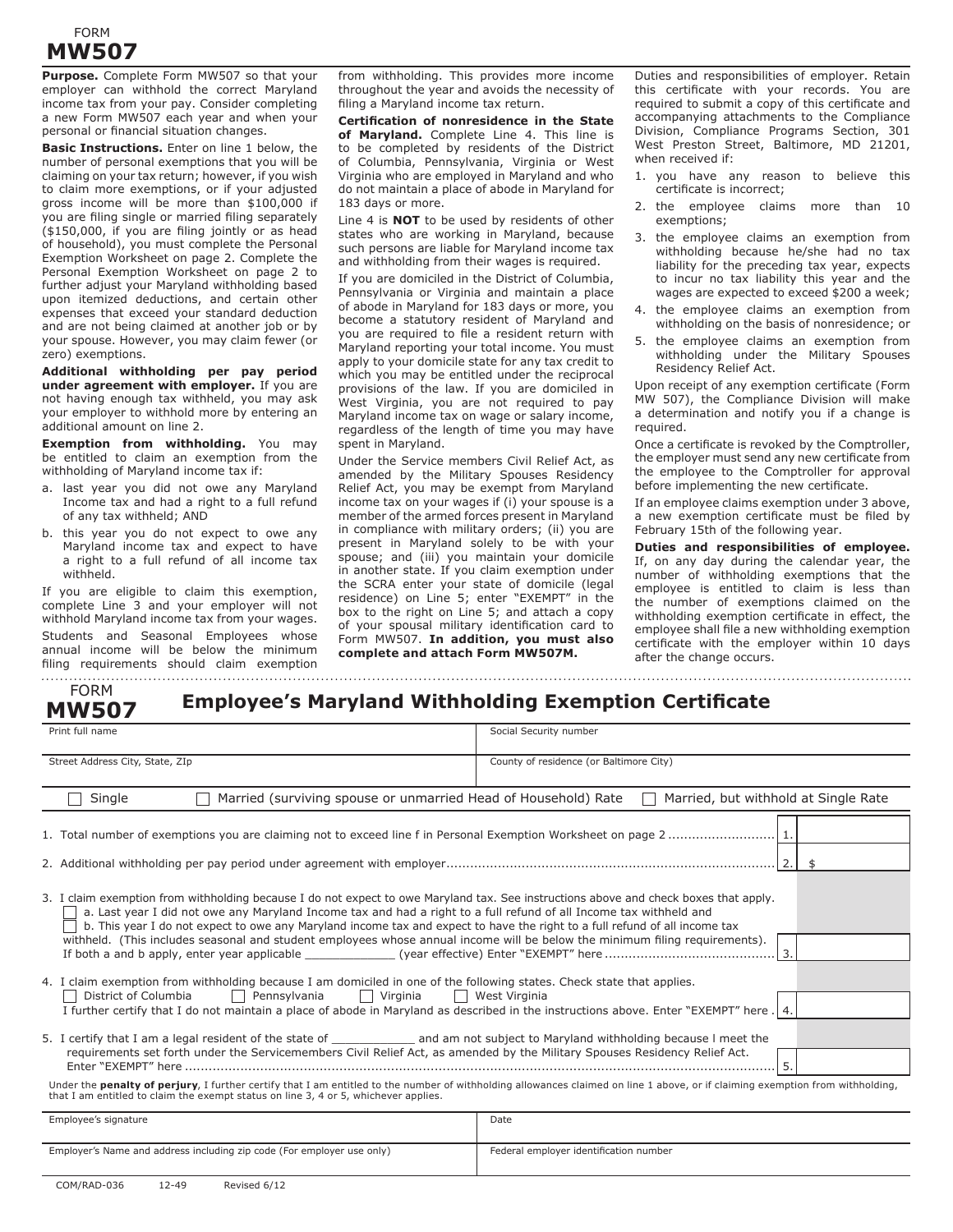FORM
# MW507

**Purpose.** Complete Form MW507 so that your employer can withhold the correct Maryland income tax from your pay. Consider completing a new Form MW507 each year and when your personal or financial situation changes.

**Basic Instructions.** Enter on line 1 below, the number of personal exemptions that you will be claiming on your tax return; however, if you wish to claim more exemptions, or if your adjusted gross income will be more than $100,000 if you are filing single or married filing separately ($150,000, if you are filing jointly or as head of household), you must complete the Personal Exemption Worksheet on page 2. Complete the Personal Exemption Worksheet on page 2 to further adjust your Maryland withholding based upon itemized deductions, and certain other expenses that exceed your standard deduction and are not being claimed at another job or by your spouse. However, you may claim fewer (or zero) exemptions.

**Additional withholding per pay period under agreement with employer.** If you are not having enough tax withheld, you may ask your employer to withhold more by entering an additional amount on line 2.

**Exemption from withholding.** You may be entitled to claim an exemption from the withholding of Maryland income tax if:

a. last year you did not owe any Maryland Income tax and had a right to a full refund of any tax withheld; AND

b. this year you do not expect to owe any Maryland income tax and expect to have a right to a full refund of all income tax withheld.

If you are eligible to claim this exemption, complete Line 3 and your employer will not withhold Maryland income tax from your wages.

Students and Seasonal Employees whose annual income will be below the minimum filing requirements should claim exemption from withholding. This provides more income throughout the year and avoids the necessity of filing a Maryland income tax return.

**Certification of nonresidence in the State of Maryland.** Complete Line 4. This line is to be completed by residents of the District of Columbia, Pennsylvania, Virginia or West Virginia who are employed in Maryland and who do not maintain a place of abode in Maryland for 183 days or more.

Line 4 is **NOT** to be used by residents of other states who are working in Maryland, because such persons are liable for Maryland income tax and withholding from their wages is required.

If you are domiciled in the District of Columbia, Pennsylvania or Virginia and maintain a place of abode in Maryland for 183 days or more, you become a statutory resident of Maryland and you are required to file a resident return with Maryland reporting your total income. You must apply to your domicile state for any tax credit to which you may be entitled under the reciprocal provisions of the law. If you are domiciled in West Virginia, you are not required to pay Maryland income tax on wage or salary income, regardless of the length of time you may have spent in Maryland.

Under the Service members Civil Relief Act, as amended by the Military Spouses Residency Relief Act, you may be exempt from Maryland income tax on your wages if (i) your spouse is a member of the armed forces present in Maryland in compliance with military orders; (ii) you are present in Maryland solely to be with your spouse; and (iii) you maintain your domicile in another state. If you claim exemption under the SCRA enter your state of domicile (legal residence) on Line 5; enter "EXEMPT" in the box to the right on Line 5; and attach a copy of your spousal military identification card to Form MW507. **In addition, you must also complete and attach Form MW507M.**

Duties and responsibilities of employer. Retain this certificate with your records. You are required to submit a copy of this certificate and accompanying attachments to the Compliance Division, Compliance Programs Section, 301 West Preston Street, Baltimore, MD 21201, when received if:

1. you have any reason to believe this certificate is incorrect;
2. the employee claims more than 10 exemptions;
3. the employee claims an exemption from withholding because he/she had no tax liability for the preceding tax year, expects to incur no tax liability this year and the wages are expected to exceed $200 a week;
4. the employee claims an exemption from withholding on the basis of nonresidence; or
5. the employee claims an exemption from withholding under the Military Spouses Residency Relief Act.

Upon receipt of any exemption certificate (Form MW 507), the Compliance Division will make a determination and notify you if a change is required.

Once a certificate is revoked by the Comptroller, the employer must send any new certificate from the employee to the Comptroller for approval before implementing the new certificate.

If an employee claims exemption under 3 above, a new exemption certificate must be filed by February 15th of the following year.

**Duties and responsibilities of employee.** If, on any day during the calendar year, the number of withholding exemptions that the employee is entitled to claim is less than the number of exemptions claimed on the withholding exemption certificate in effect, the employee shall file a new withholding exemption certificate with the employer within 10 days after the change occurs.

---

FORM
# MW507 Employee's Maryland Withholding Exemption Certificate

| Print full name | Social Security number |
|---|---|
| Street Address City, State, ZIp | County of residence (or Baltimore City) |

☐ Single ☐ Married (surviving spouse or unmarried Head of Household) Rate ☐ Married, but withhold at Single Rate

1. Total number of exemptions you are claiming not to exceed line f in Personal Exemption Worksheet on page 2 .......................... 1. ______

2. Additional withholding per pay period under agreement with employer.......................................................... 2. $ ______

3. I claim exemption from withholding because I do not expect to owe Maryland tax. See instructions above and check boxes that apply.
   ☐ a. Last year I did not owe any Maryland Income tax and had a right to a full refund of all Income tax withheld and
   ☐ b. This year I do not expect to owe any Maryland income tax and expect to have the right to a full refund of all income tax withheld. (This includes seasonal and student employees whose annual income will be below the minimum filing requirements).
   If both a and b apply, enter year applicable ____________ (year effective) Enter "EXEMPT" here .......................................... 3. ______

4. I claim exemption from withholding because I am domiciled in one of the following states. Check state that applies.
   ☐ District of Columbia ☐ Pennsylvania ☐ Virginia ☐ West Virginia
   I further certify that I do not maintain a place of abode in Maryland as described in the instructions above. Enter "EXEMPT" here . 4. ______

5. I certify that I am a legal resident of the state of ____________ and am not subject to Maryland withholding because I meet the requirements set forth under the Servicemembers Civil Relief Act, as amended by the Military Spouses Residency Relief Act. Enter "EXEMPT" here .......................................................................................... 5. ______

Under the **penalty of perjury**, I further certify that I am entitled to the number of withholding allowances claimed on line 1 above, or if claiming exemption from withholding, that I am entitled to claim the exempt status on line 3, 4 or 5, whichever applies.

| Employee's signature | Date |
|---|---|
| Employer's Name and address including zip code (For employer use only) | Federal employer identification number |

COM/RAD-036 12-49 Revised 6/12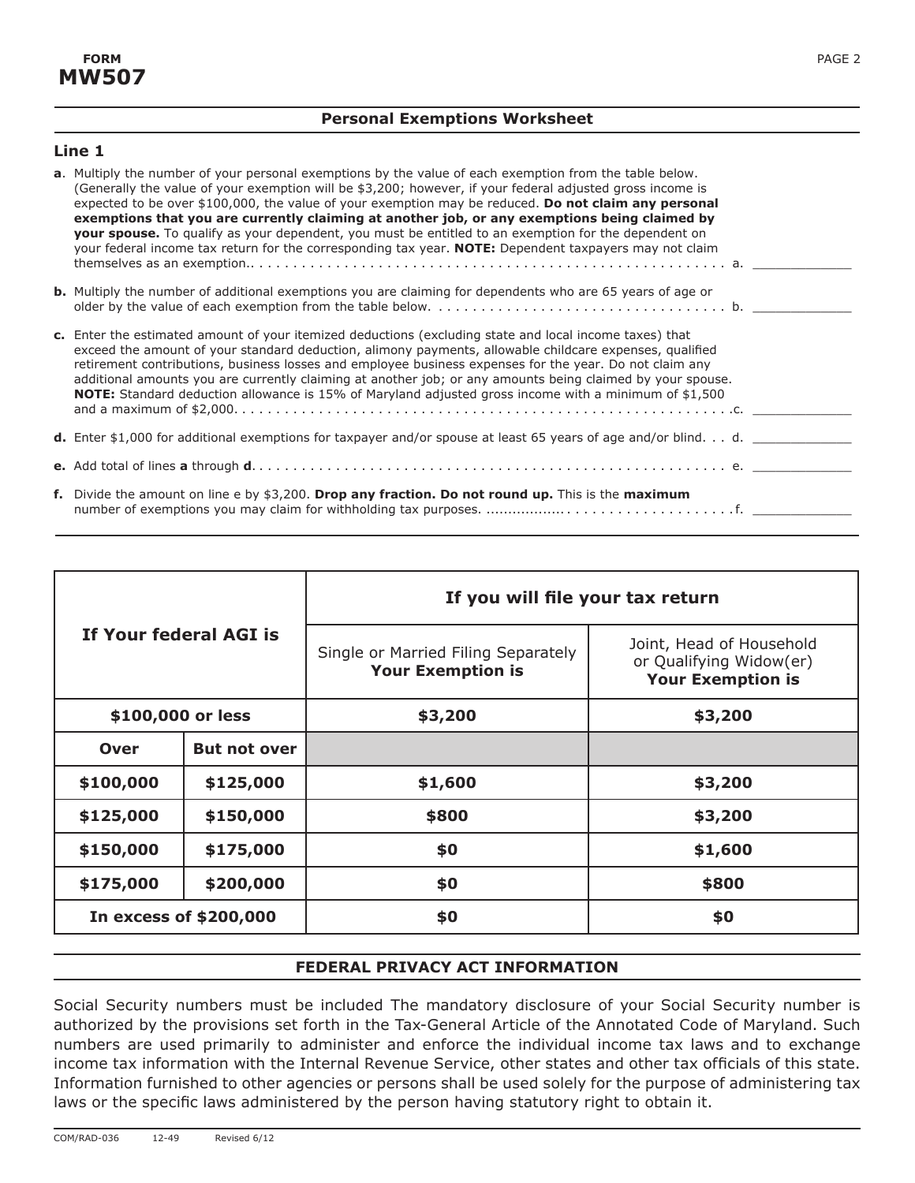**FORM MW507**

## Personal Exemptions Worksheet

### Line 1

**a**. Multiply the number of your personal exemptions by the value of each exemption from the table below. (Generally the value of your exemption will be $3,200; however, if your federal adjusted gross income is expected to be over $100,000, the value of your exemption may be reduced. **Do not claim any personal exemptions that you are currently claiming at another job, or any exemptions being claimed by your spouse.** To qualify as your dependent, you must be entitled to an exemption for the dependent on your federal income tax return for the corresponding tax year. **NOTE:** Dependent taxpayers may not claim themselves as an exemption. . . . . . a. \_\_\_\_\_\_\_\_\_\_\_\_

**b.** Multiply the number of additional exemptions you are claiming for dependents who are 65 years of age or older by the value of each exemption from the table below. . . . . . b. \_\_\_\_\_\_\_\_\_\_\_\_

**c.** Enter the estimated amount of your itemized deductions (excluding state and local income taxes) that exceed the amount of your standard deduction, alimony payments, allowable childcare expenses, qualified retirement contributions, business losses and employee business expenses for the year. Do not claim any additional amounts you are currently claiming at another job; or any amounts being claimed by your spouse. **NOTE:** Standard deduction allowance is 15% of Maryland adjusted gross income with a minimum of $1,500 and a maximum of $2,000. . . . . . c. \_\_\_\_\_\_\_\_\_\_\_\_

**d.** Enter $1,000 for additional exemptions for taxpayer and/or spouse at least 65 years of age and/or blind. . . d. \_\_\_\_\_\_\_\_\_\_\_\_

**e.** Add total of lines **a** through **d**. . . . . . e. \_\_\_\_\_\_\_\_\_\_\_\_

**f.** Divide the amount on line e by $3,200. **Drop any fraction. Do not round up.** This is the **maximum** number of exemptions you may claim for withholding tax purposes. . . . . . f. \_\_\_\_\_\_\_\_\_\_\_\_

| If Your federal AGI is | | If you will file your tax return | |
|---|---|---|---|
| | | Single or Married Filing Separately **Your Exemption is** | Joint, Head of Household or Qualifying Widow(er) **Your Exemption is** |
| $100,000 or less | | $3,200 | $3,200 |
| **Over** | **But not over** | | |
| $100,000 | $125,000 | $1,600 | $3,200 |
| $125,000 | $150,000 | $800 | $3,200 |
| $150,000 | $175,000 | $0 | $1,600 |
| $175,000 | $200,000 | $0 | $800 |
| In excess of $200,000 | | $0 | $0 |

## FEDERAL PRIVACY ACT INFORMATION

Social Security numbers must be included The mandatory disclosure of your Social Security number is authorized by the provisions set forth in the Tax-General Article of the Annotated Code of Maryland. Such numbers are used primarily to administer and enforce the individual income tax laws and to exchange income tax information with the Internal Revenue Service, other states and other tax officials of this state. Information furnished to other agencies or persons shall be used solely for the purpose of administering tax laws or the specific laws administered by the person having statutory right to obtain it.

COM/RAD-036 12-49 Revised 6/12